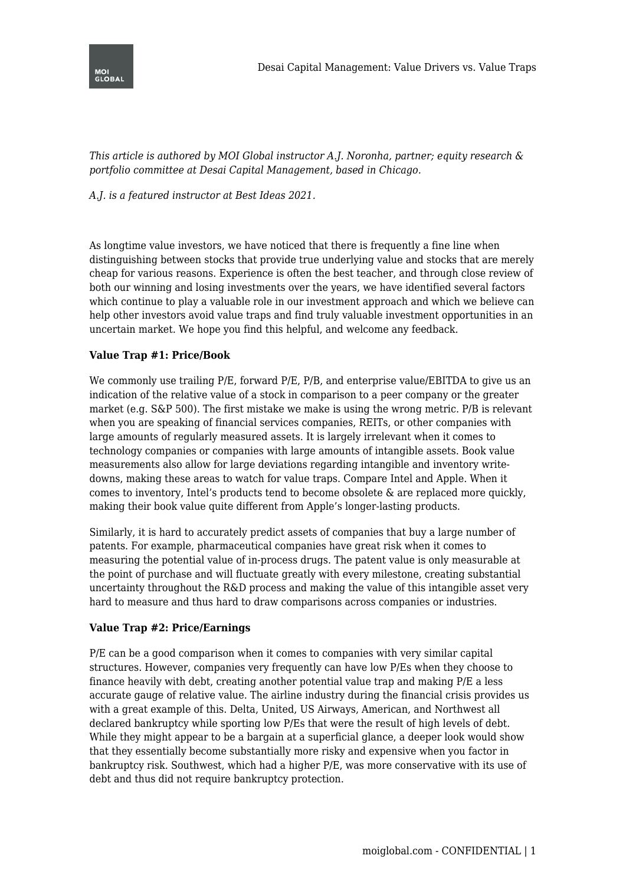*This article is authored by MOI Global instructor A.J. Noronha, partner; equity research & portfolio committee at Desai Capital Management, based in Chicago.*

*A.J. is a featured instructor at Best Ideas 2021.*

As longtime value investors, we have noticed that there is frequently a fine line when distinguishing between stocks that provide true underlying value and stocks that are merely cheap for various reasons. Experience is often the best teacher, and through close review of both our winning and losing investments over the years, we have identified several factors which continue to play a valuable role in our investment approach and which we believe can help other investors avoid value traps and find truly valuable investment opportunities in an uncertain market. We hope you find this helpful, and welcome any feedback.

**Value Trap #1: Price/Book**

We commonly use trailing P/E, forward P/E, P/B, and enterprise value/EBITDA to give us an indication of the relative value of a stock in comparison to a peer company or the greater market (e.g. S&P 500). The first mistake we make is using the wrong metric. P/B is relevant when you are speaking of financial services companies, REITs, or other companies with large amounts of regularly measured assets. It is largely irrelevant when it comes to technology companies or companies with large amounts of intangible assets. Book value measurements also allow for large deviations regarding intangible and inventory write-downs, making these areas to watch for value traps. Compare Intel and Apple. When it comes to inventory, Intel's products tend to become obsolete & are replaced more quickly, making their book value quite different from Apple's longer-lasting products.

Similarly, it is hard to accurately predict assets of companies that buy a large number of patents. For example, pharmaceutical companies have great risk when it comes to measuring the potential value of in-process drugs. The patent value is only measurable at the point of purchase and will fluctuate greatly with every milestone, creating substantial uncertainty throughout the R&D process and making the value of this intangible asset very hard to measure and thus hard to draw comparisons across companies or industries.

**Value Trap #2: Price/Earnings**

P/E can be a good comparison when it comes to companies with very similar capital structures. However, companies very frequently can have low P/Es when they choose to finance heavily with debt, creating another potential value trap and making P/E a less accurate gauge of relative value. The airline industry during the financial crisis provides us with a great example of this. Delta, United, US Airways, American, and Northwest all declared bankruptcy while sporting low P/Es that were the result of high levels of debt. While they might appear to be a bargain at a superficial glance, a deeper look would show that they essentially become substantially more risky and expensive when you factor in bankruptcy risk. Southwest, which had a higher P/E, was more conservative with its use of debt and thus did not require bankruptcy protection.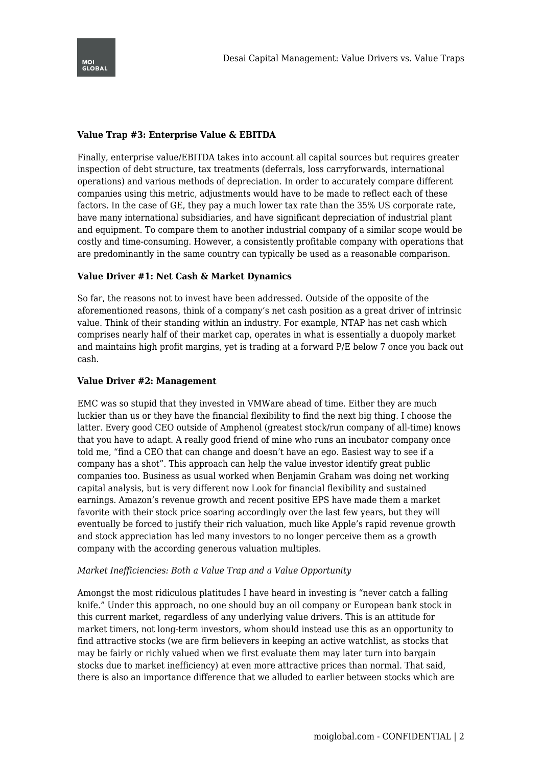**Value Trap #3: Enterprise Value & EBITDA**

Finally, enterprise value/EBITDA takes into account all capital sources but requires greater inspection of debt structure, tax treatments (deferrals, loss carryforwards, international operations) and various methods of depreciation. In order to accurately compare different companies using this metric, adjustments would have to be made to reflect each of these factors. In the case of GE, they pay a much lower tax rate than the 35% US corporate rate, have many international subsidiaries, and have significant depreciation of industrial plant and equipment. To compare them to another industrial company of a similar scope would be costly and time-consuming. However, a consistently profitable company with operations that are predominantly in the same country can typically be used as a reasonable comparison.

**Value Driver #1: Net Cash & Market Dynamics**

So far, the reasons not to invest have been addressed. Outside of the opposite of the aforementioned reasons, think of a company's net cash position as a great driver of intrinsic value. Think of their standing within an industry. For example, NTAP has net cash which comprises nearly half of their market cap, operates in what is essentially a duopoly market and maintains high profit margins, yet is trading at a forward P/E below 7 once you back out cash.

**Value Driver #2: Management**

EMC was so stupid that they invested in VMWare ahead of time. Either they are much luckier than us or they have the financial flexibility to find the next big thing. I choose the latter. Every good CEO outside of Amphenol (greatest stock/run company of all-time) knows that you have to adapt. A really good friend of mine who runs an incubator company once told me, "find a CEO that can change and doesn't have an ego. Easiest way to see if a company has a shot". This approach can help the value investor identify great public companies too. Business as usual worked when Benjamin Graham was doing net working capital analysis, but is very different now Look for financial flexibility and sustained earnings. Amazon's revenue growth and recent positive EPS have made them a market favorite with their stock price soaring accordingly over the last few years, but they will eventually be forced to justify their rich valuation, much like Apple's rapid revenue growth and stock appreciation has led many investors to no longer perceive them as a growth company with the according generous valuation multiples.

*Market Inefficiencies: Both a Value Trap and a Value Opportunity*

Amongst the most ridiculous platitudes I have heard in investing is "never catch a falling knife." Under this approach, no one should buy an oil company or European bank stock in this current market, regardless of any underlying value drivers. This is an attitude for market timers, not long-term investors, whom should instead use this as an opportunity to find attractive stocks (we are firm believers in keeping an active watchlist, as stocks that may be fairly or richly valued when we first evaluate them may later turn into bargain stocks due to market inefficiency) at even more attractive prices than normal. That said, there is also an importance difference that we alluded to earlier between stocks which are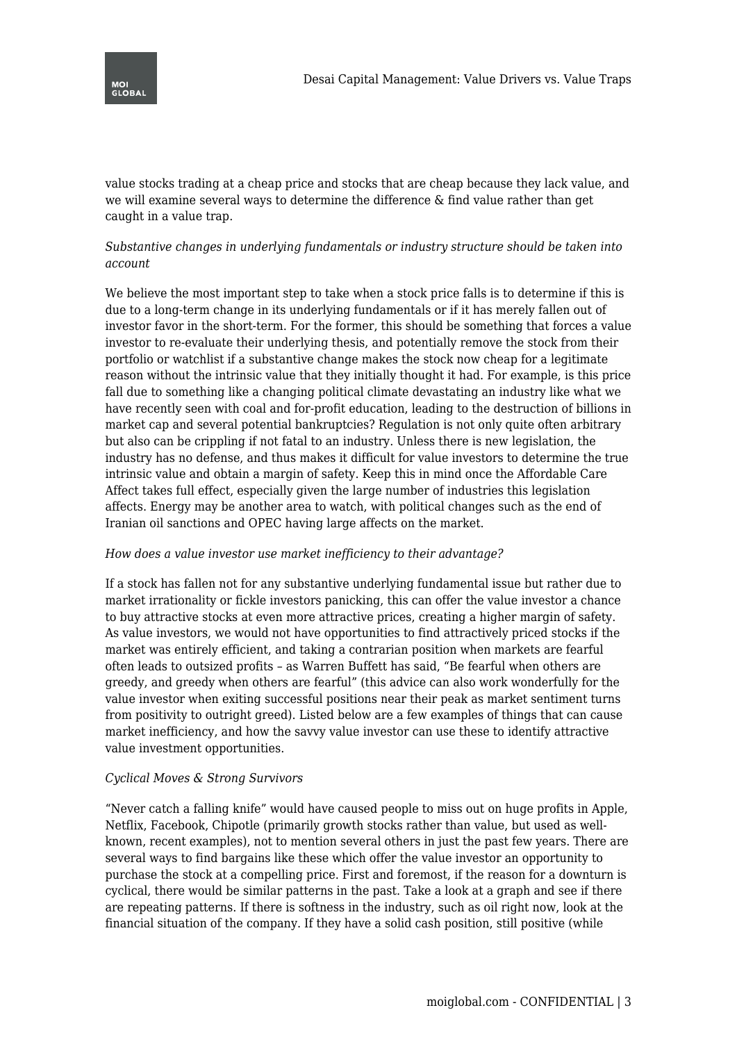value stocks trading at a cheap price and stocks that are cheap because they lack value, and we will examine several ways to determine the difference & find value rather than get caught in a value trap.

*Substantive changes in underlying fundamentals or industry structure should be taken into account*

We believe the most important step to take when a stock price falls is to determine if this is due to a long-term change in its underlying fundamentals or if it has merely fallen out of investor favor in the short-term. For the former, this should be something that forces a value investor to re-evaluate their underlying thesis, and potentially remove the stock from their portfolio or watchlist if a substantive change makes the stock now cheap for a legitimate reason without the intrinsic value that they initially thought it had. For example, is this price fall due to something like a changing political climate devastating an industry like what we have recently seen with coal and for-profit education, leading to the destruction of billions in market cap and several potential bankruptcies? Regulation is not only quite often arbitrary but also can be crippling if not fatal to an industry. Unless there is new legislation, the industry has no defense, and thus makes it difficult for value investors to determine the true intrinsic value and obtain a margin of safety. Keep this in mind once the Affordable Care Affect takes full effect, especially given the large number of industries this legislation affects. Energy may be another area to watch, with political changes such as the end of Iranian oil sanctions and OPEC having large affects on the market.

*How does a value investor use market inefficiency to their advantage?*

If a stock has fallen not for any substantive underlying fundamental issue but rather due to market irrationality or fickle investors panicking, this can offer the value investor a chance to buy attractive stocks at even more attractive prices, creating a higher margin of safety. As value investors, we would not have opportunities to find attractively priced stocks if the market was entirely efficient, and taking a contrarian position when markets are fearful often leads to outsized profits – as Warren Buffett has said, "Be fearful when others are greedy, and greedy when others are fearful" (this advice can also work wonderfully for the value investor when exiting successful positions near their peak as market sentiment turns from positivity to outright greed). Listed below are a few examples of things that can cause market inefficiency, and how the savvy value investor can use these to identify attractive value investment opportunities.

*Cyclical Moves & Strong Survivors*

"Never catch a falling knife" would have caused people to miss out on huge profits in Apple, Netflix, Facebook, Chipotle (primarily growth stocks rather than value, but used as well-known, recent examples), not to mention several others in just the past few years. There are several ways to find bargains like these which offer the value investor an opportunity to purchase the stock at a compelling price. First and foremost, if the reason for a downturn is cyclical, there would be similar patterns in the past. Take a look at a graph and see if there are repeating patterns. If there is softness in the industry, such as oil right now, look at the financial situation of the company. If they have a solid cash position, still positive (while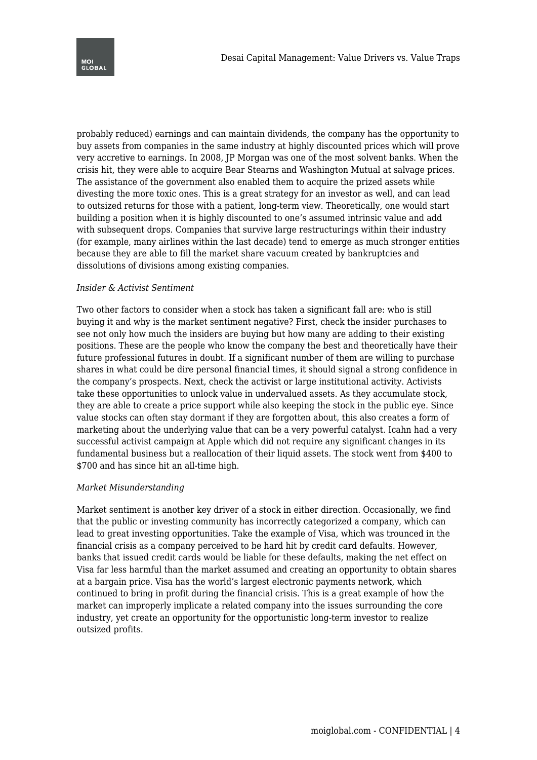probably reduced) earnings and can maintain dividends, the company has the opportunity to buy assets from companies in the same industry at highly discounted prices which will prove very accretive to earnings. In 2008, JP Morgan was one of the most solvent banks. When the crisis hit, they were able to acquire Bear Stearns and Washington Mutual at salvage prices. The assistance of the government also enabled them to acquire the prized assets while divesting the more toxic ones. This is a great strategy for an investor as well, and can lead to outsized returns for those with a patient, long-term view. Theoretically, one would start building a position when it is highly discounted to one's assumed intrinsic value and add with subsequent drops. Companies that survive large restructurings within their industry (for example, many airlines within the last decade) tend to emerge as much stronger entities because they are able to fill the market share vacuum created by bankruptcies and dissolutions of divisions among existing companies.

*Insider & Activist Sentiment*

Two other factors to consider when a stock has taken a significant fall are: who is still buying it and why is the market sentiment negative? First, check the insider purchases to see not only how much the insiders are buying but how many are adding to their existing positions. These are the people who know the company the best and theoretically have their future professional futures in doubt. If a significant number of them are willing to purchase shares in what could be dire personal financial times, it should signal a strong confidence in the company's prospects. Next, check the activist or large institutional activity. Activists take these opportunities to unlock value in undervalued assets. As they accumulate stock, they are able to create a price support while also keeping the stock in the public eye. Since value stocks can often stay dormant if they are forgotten about, this also creates a form of marketing about the underlying value that can be a very powerful catalyst. Icahn had a very successful activist campaign at Apple which did not require any significant changes in its fundamental business but a reallocation of their liquid assets. The stock went from $400 to $700 and has since hit an all-time high.

*Market Misunderstanding*

Market sentiment is another key driver of a stock in either direction. Occasionally, we find that the public or investing community has incorrectly categorized a company, which can lead to great investing opportunities. Take the example of Visa, which was trounced in the financial crisis as a company perceived to be hard hit by credit card defaults. However, banks that issued credit cards would be liable for these defaults, making the net effect on Visa far less harmful than the market assumed and creating an opportunity to obtain shares at a bargain price. Visa has the world's largest electronic payments network, which continued to bring in profit during the financial crisis. This is a great example of how the market can improperly implicate a related company into the issues surrounding the core industry, yet create an opportunity for the opportunistic long-term investor to realize outsized profits.